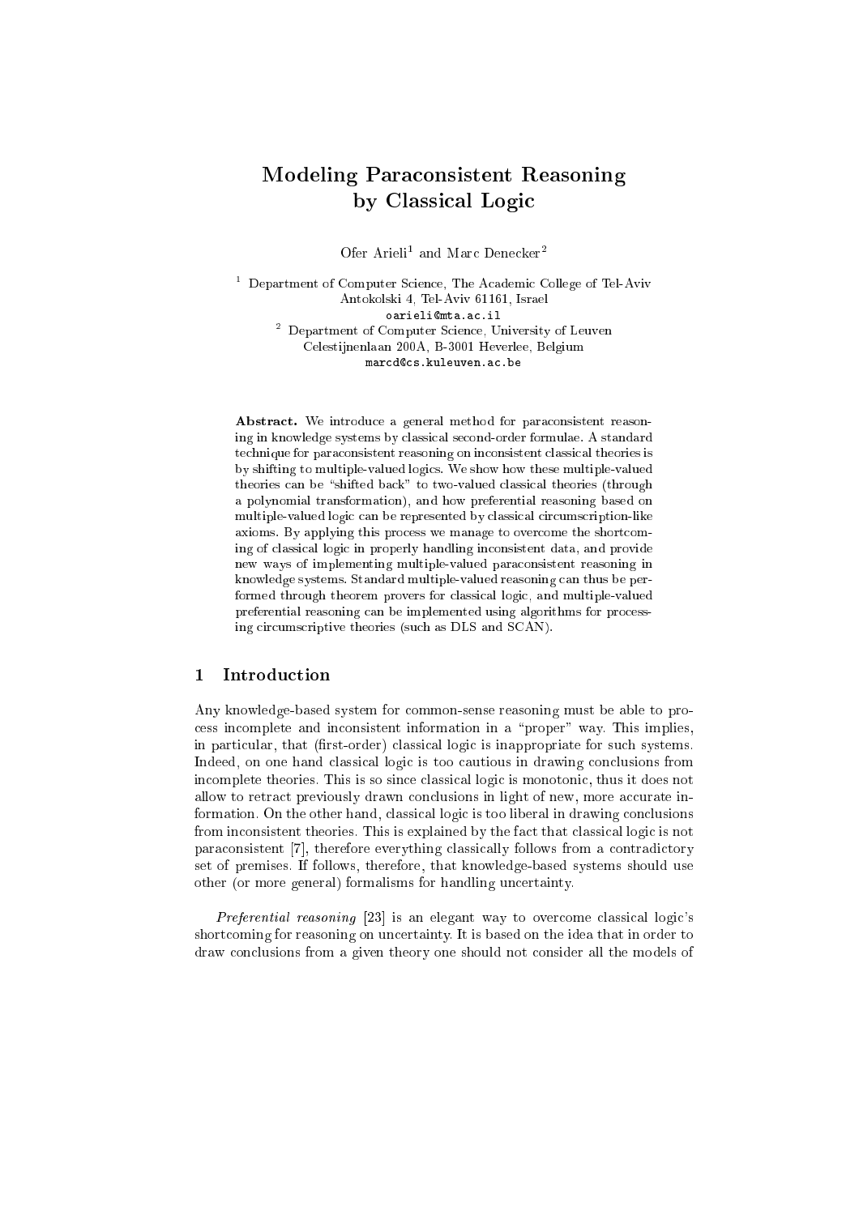# Modeling Paraconsistent Reasoning by Classical Logic

Ofer Arieli[1] and Marc Denecker[2]

[1] Department of Computer Science, The Academic College of Tel-Aviv
Antokolski 4, Tel-Aviv 61161, Israel
oarieli@mta.ac.il

[2] Department of Computer Science, University of Leuven
Celestijnenlaan 200A, B-3001 Heverlee, Belgium
marcd@cs.kuleuven.ac.be

**Abstract.** We introduce a general method for paraconsistent reasoning in knowledge systems by classical second-order formulae. A standard technique for paraconsistent reasoning on inconsistent classical theories is by shifting to multiple-valued logics. We show how these multiple-valued theories can be "shifted back" to two-valued classical theories (through a polynomial transformation), and how preferential reasoning based on multiple-valued logic can be represented by classical circumscription-like axioms. By applying this process we manage to overcome the shortcoming of classical logic in properly handling inconsistent data, and provide new ways of implementing multiple-valued paraconsistent reasoning in knowledge systems. Standard multiple-valued reasoning can thus be performed through theorem provers for classical logic, and multiple-valued preferential reasoning can be implemented using algorithms for processing circumscriptive theories (such as DLS and SCAN).

## 1 Introduction

Any knowledge-based system for common-sense reasoning must be able to process incomplete and inconsistent information in a "proper" way. This implies, in particular, that (first-order) classical logic is inappropriate for such systems. Indeed, on one hand classical logic is too cautious in drawing conclusions from incomplete theories. This is so since classical logic is monotonic, thus it does not allow to retract previously drawn conclusions in light of new, more accurate information. On the other hand, classical logic is too liberal in drawing conclusions from inconsistent theories. This is explained by the fact that classical logic is not paraconsistent [7], therefore everything classically follows from a contradictory set of premises. If follows, therefore, that knowledge-based systems should use other (or more general) formalisms for handling uncertainty.

*Preferential reasoning* [23] is an elegant way to overcome classical logic's shortcoming for reasoning on uncertainty. It is based on the idea that in order to draw conclusions from a given theory one should not consider all the models of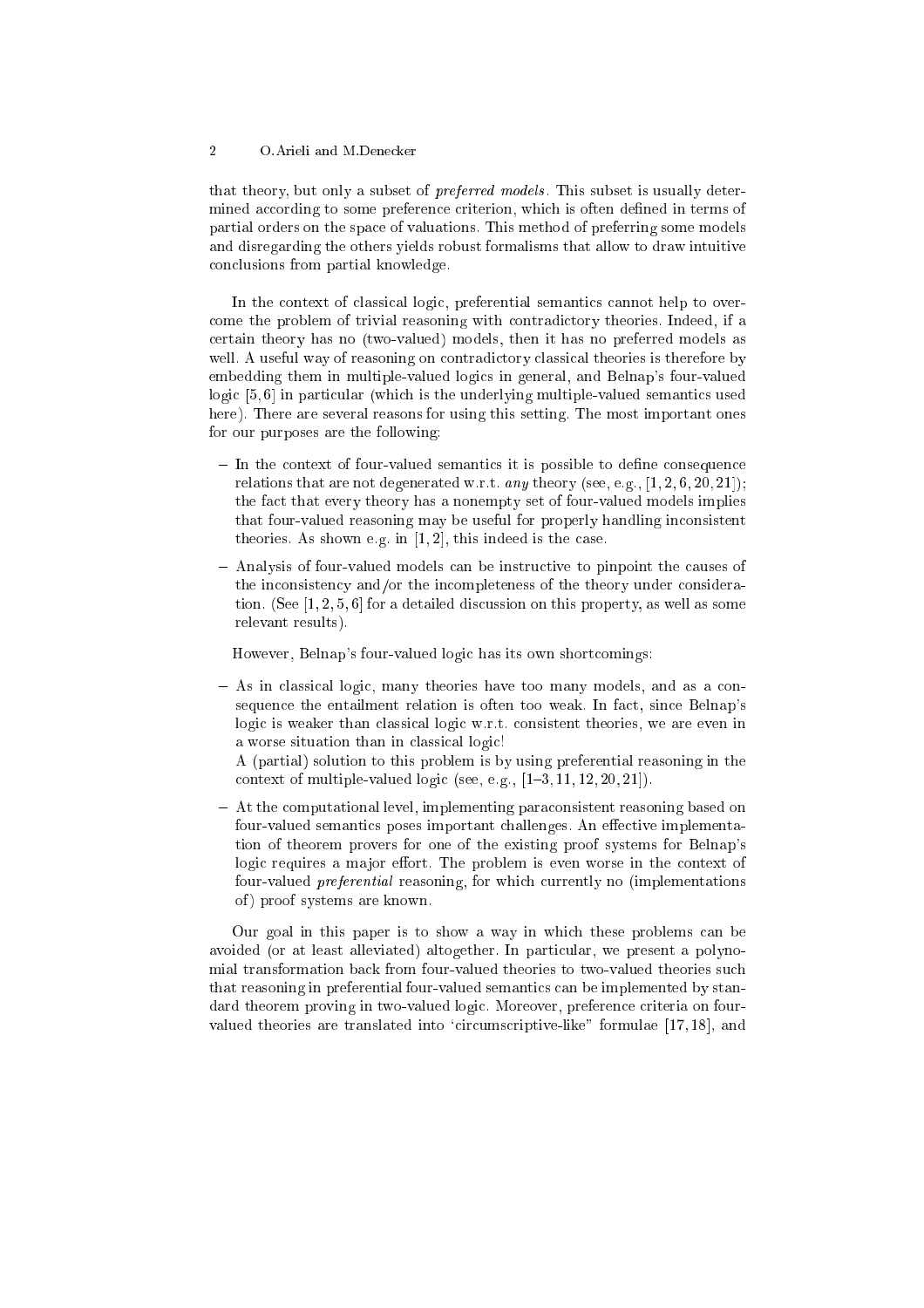that theory, but only a subset of *preferred models*. This subset is usually determined according to some preference criterion, which is often defined in terms of partial orders on the space of valuations. This method of preferring some models and disregarding the others yields robust formalisms that allow to draw intuitive conclusions from partial knowledge.

In the context of classical logic, preferential semantics cannot help to overcome the problem of trivial reasoning with contradictory theories. Indeed, if a certain theory has no (two-valued) models, then it has no preferred models as well. A useful way of reasoning on contradictory classical theories is therefore by embedding them in multiple-valued logics in general, and Belnap's four-valued logic [5, 6] in particular (which is the underlying multiple-valued semantics used here). There are several reasons for using this setting. The most important ones for our purposes are the following:

- In the context of four-valued semantics it is possible to define consequence relations that are not degenerated w.r.t. *any* theory (see, e.g., [1, 2, 6, 20, 21]); the fact that every theory has a nonempty set of four-valued models implies that four-valued reasoning may be useful for properly handling inconsistent theories. As shown e.g. in [1, 2], this indeed is the case.
- Analysis of four-valued models can be instructive to pinpoint the causes of the inconsistency and/or the incompleteness of the theory under consideration. (See [1, 2, 5, 6] for a detailed discussion on this property, as well as some relevant results).

However, Belnap's four-valued logic has its own shortcomings:

- As in classical logic, many theories have too many models, and as a consequence the entailment relation is often too weak. In fact, since Belnap's logic is weaker than classical logic w.r.t. consistent theories, we are even in a worse situation than in classical logic!
  A (partial) solution to this problem is by using preferential reasoning in the context of multiple-valued logic (see, e.g., [1–3, 11, 12, 20, 21]).
- At the computational level, implementing paraconsistent reasoning based on four-valued semantics poses important challenges. An effective implementation of theorem provers for one of the existing proof systems for Belnap's logic requires a major effort. The problem is even worse in the context of four-valued *preferential* reasoning, for which currently no (implementations of) proof systems are known.

Our goal in this paper is to show a way in which these problems can be avoided (or at least alleviated) altogether. In particular, we present a polynomial transformation back from four-valued theories to two-valued theories such that reasoning in preferential four-valued semantics can be implemented by standard theorem proving in two-valued logic. Moreover, preference criteria on four-valued theories are translated into 'circumscriptive-like" formulae [17, 18], and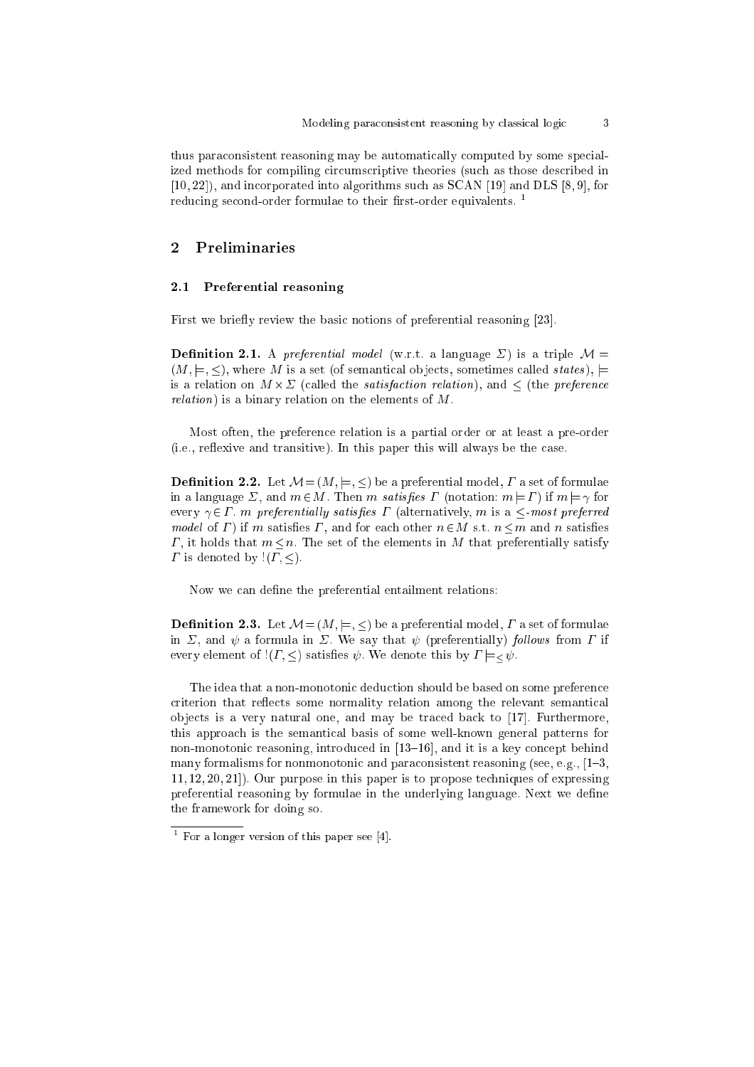thus paraconsistent reasoning may be automatically computed by some specialized methods for compiling circumscriptive theories (such as those described in [10, 22]), and incorporated into algorithms such as SCAN [19] and DLS [8, 9], for reducing second-order formulae to their first-order equivalents. [1]

## 2 Preliminaries

### 2.1 Preferential reasoning

First we briefly review the basic notions of preferential reasoning [23].

**Definition 2.1.** A *preferential model* (w.r.t. a language $\Sigma$) is a triple $\mathcal{M} = (M, \models, \leq)$, where $M$ is a set (of semantical objects, sometimes called *states*), $\models$ is a relation on $M \times \Sigma$ (called the *satisfaction relation*), and $\leq$ (the *preference relation*) is a binary relation on the elements of $M$.

Most often, the preference relation is a partial order or at least a pre-order (i.e., reflexive and transitive). In this paper this will always be the case.

**Definition 2.2.** Let $\mathcal{M} = (M, \models, \leq)$ be a preferential model, $\Gamma$ a set of formulae in a language $\Sigma$, and $m \in M$. Then $m$ *satisfies* $\Gamma$ (notation: $m \models \Gamma$) if $m \models \gamma$ for every $\gamma \in \Gamma$. $m$ *preferentially satisfies* $\Gamma$ (alternatively, $m$ is a $\leq$*-most preferred model* of $\Gamma$) if $m$ satisfies $\Gamma$, and for each other $n \in M$ s.t. $n \leq m$ and $n$ satisfies $\Gamma$, it holds that $m \leq n$. The set of the elements in $M$ that preferentially satisfy $\Gamma$ is denoted by $!(\Gamma, \leq)$.

Now we can define the preferential entailment relations:

**Definition 2.3.** Let $\mathcal{M} = (M, \models, \leq)$ be a preferential model, $\Gamma$ a set of formulae in $\Sigma$, and $\psi$ a formula in $\Sigma$. We say that $\psi$ (preferentially) *follows* from $\Gamma$ if every element of $!(\Gamma, \leq)$ satisfies $\psi$. We denote this by $\Gamma \models_{\leq} \psi$.

The idea that a non-monotonic deduction should be based on some preference criterion that reflects some normality relation among the relevant semantical objects is a very natural one, and may be traced back to [17]. Furthermore, this approach is the semantical basis of some well-known general patterns for non-monotonic reasoning, introduced in [13–16], and it is a key concept behind many formalisms for nonmonotonic and paraconsistent reasoning (see, e.g., [1–3, 11, 12, 20, 21]). Our purpose in this paper is to propose techniques of expressing preferential reasoning by formulae in the underlying language. Next we define the framework for doing so.

[1] For a longer version of this paper see [4].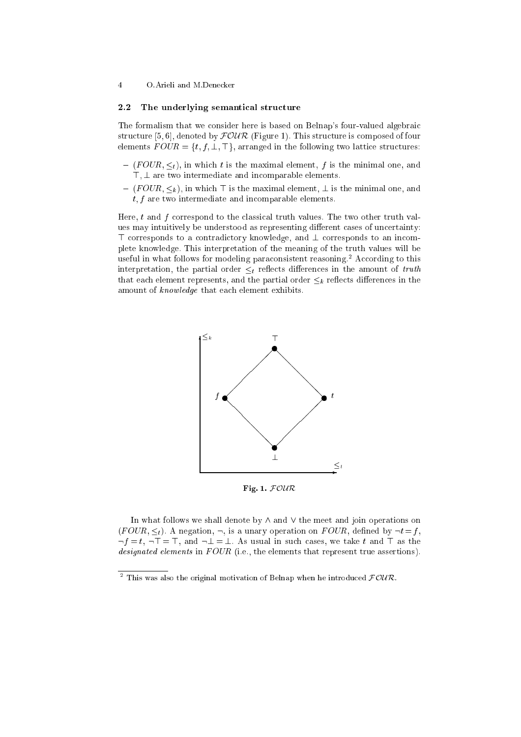### 2.2 The underlying semantical structure

The formalism that we consider here is based on Belnap's four-valued algebraic structure [5, 6], denoted by $\mathcal{FOUR}$ (Figure 1). This structure is composed of four elements $FOUR = \{t, f, \bot, \top\}$, arranged in the following two lattice structures:

- $(FOUR, \leq_t)$, in which $t$ is the maximal element, $f$ is the minimal one, and $\top, \bot$ are two intermediate and incomparable elements.
- $(FOUR, \leq_k)$, in which $\top$ is the maximal element, $\bot$ is the minimal one, and $t, f$ are two intermediate and incomparable elements.

Here, $t$ and $f$ correspond to the classical truth values. The two other truth values may intuitively be understood as representing different cases of uncertainty: $\top$ corresponds to a contradictory knowledge, and $\bot$ corresponds to an incomplete knowledge. This interpretation of the meaning of the truth values will be useful in what follows for modeling paraconsistent reasoning.[2] According to this interpretation, the partial order $\leq_t$ reflects differences in the amount of *truth* that each element represents, and the partial order $\leq_k$ reflects differences in the amount of *knowledge* that each element exhibits.

**Fig. 1.** $\mathcal{FOUR}$

In what follows we shall denote by $\wedge$ and $\vee$ the meet and join operations on $(FOUR, \leq_t)$. A negation, $\neg$, is a unary operation on $FOUR$, defined by $\neg t = f$, $\neg f = t$, $\neg \top = \top$, and $\neg \bot = \bot$. As usual in such cases, we take $t$ and $\top$ as the *designated elements* in $FOUR$ (i.e., the elements that represent true assertions).

[2] This was also the original motivation of Belnap when he introduced $\mathcal{FOUR}$.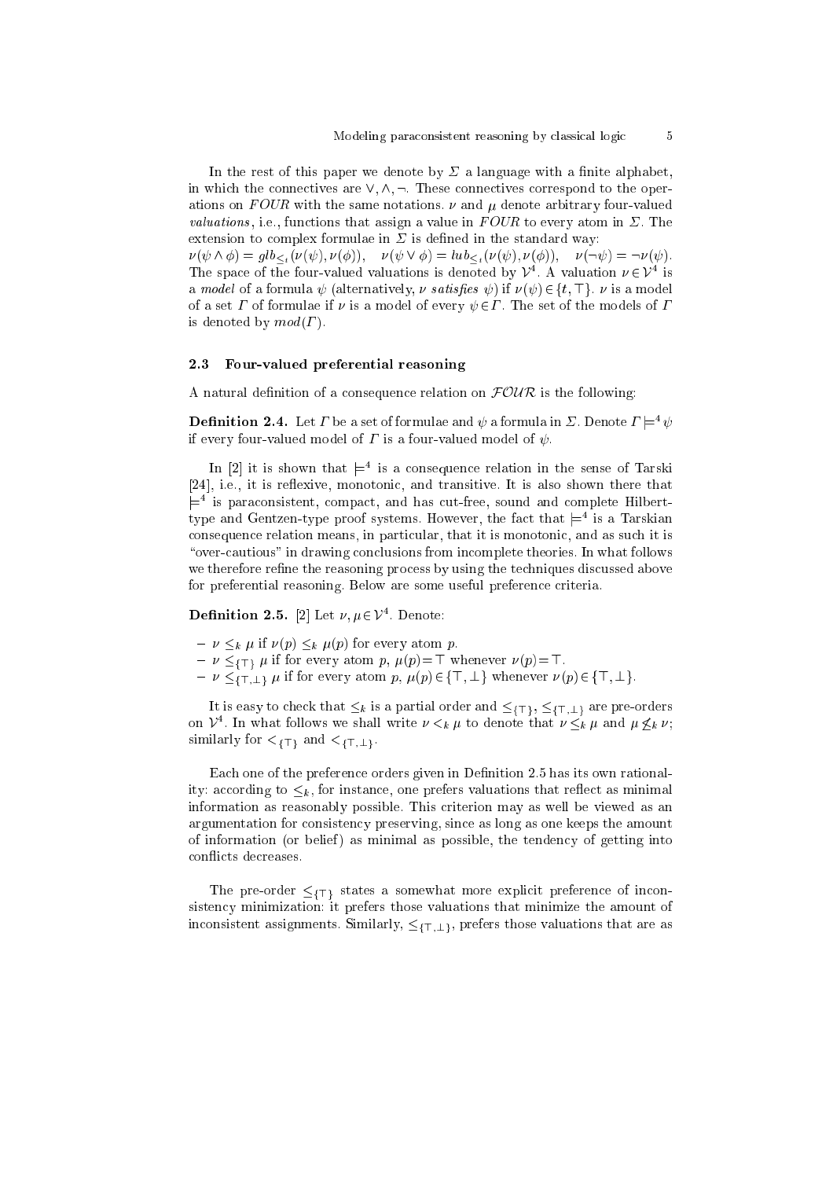In the rest of this paper we denote by $\Sigma$ a language with a finite alphabet, in which the connectives are $\vee, \wedge, \neg$. These connectives correspond to the operations on $FOUR$ with the same notations. $\nu$ and $\mu$ denote arbitrary four-valued *valuations*, i.e., functions that assign a value in $FOUR$ to every atom in $\Sigma$. The extension to complex formulae in $\Sigma$ is defined in the standard way:

$\nu(\psi \wedge \phi) = glb_{\leq_t}(\nu(\psi), \nu(\phi))$, $\quad \nu(\psi \vee \phi) = lub_{\leq_t}(\nu(\psi), \nu(\phi))$, $\quad \nu(\neg\psi) = \neg\nu(\psi)$.

The space of the four-valued valuations is denoted by $\mathcal{V}^4$. A valuation $\nu \in \mathcal{V}^4$ is a *model* of a formula $\psi$ (alternatively, $\nu$ *satisfies* $\psi$) if $\nu(\psi) \in \{t, \top\}$. $\nu$ is a model of a set $\Gamma$ of formulae if $\nu$ is a model of every $\psi \in \Gamma$. The set of the models of $\Gamma$ is denoted by $mod(\Gamma)$.

### 2.3 Four-valued preferential reasoning

A natural definition of a consequence relation on $\mathcal{FOUR}$ is the following:

**Definition 2.4.** Let $\Gamma$ be a set of formulae and $\psi$ a formula in $\Sigma$. Denote $\Gamma \models^4 \psi$ if every four-valued model of $\Gamma$ is a four-valued model of $\psi$.

In [2] it is shown that $\models^4$ is a consequence relation in the sense of Tarski [24], i.e., it is reflexive, monotonic, and transitive. It is also shown there that $\models^4$ is paraconsistent, compact, and has cut-free, sound and complete Hilbert-type and Gentzen-type proof systems. However, the fact that $\models^4$ is a Tarskian consequence relation means, in particular, that it is monotonic, and as such it is "over-cautious" in drawing conclusions from incomplete theories. In what follows we therefore refine the reasoning process by using the techniques discussed above for preferential reasoning. Below are some useful preference criteria.

**Definition 2.5.** [2] Let $\nu, \mu \in \mathcal{V}^4$. Denote:

- $\nu \leq_k \mu$ if $\nu(p) \leq_k \mu(p)$ for every atom $p$.
- $\nu \leq_{\{\top\}} \mu$ if for every atom $p$, $\mu(p) = \top$ whenever $\nu(p) = \top$.
- $\nu \leq_{\{\top,\bot\}} \mu$ if for every atom $p$, $\mu(p) \in \{\top, \bot\}$ whenever $\nu(p) \in \{\top, \bot\}$.

It is easy to check that $\leq_k$ is a partial order and $\leq_{\{\top\}}$, $\leq_{\{\top,\bot\}}$ are pre-orders on $\mathcal{V}^4$. In what follows we shall write $\nu <_k \mu$ to denote that $\nu \leq_k \mu$ and $\mu \not\leq_k \nu$; similarly for $<_{\{\top\}}$ and $<_{\{\top,\bot\}}$.

Each one of the preference orders given in Definition 2.5 has its own rationality: according to $\leq_k$, for instance, one prefers valuations that reflect as minimal information as reasonably possible. This criterion may as well be viewed as an argumentation for consistency preserving, since as long as one keeps the amount of information (or belief) as minimal as possible, the tendency of getting into conflicts decreases.

The pre-order $\leq_{\{\top\}}$ states a somewhat more explicit preference of inconsistency minimization: it prefers those valuations that minimize the amount of inconsistent assignments. Similarly, $\leq_{\{\top,\bot\}}$, prefers those valuations that are as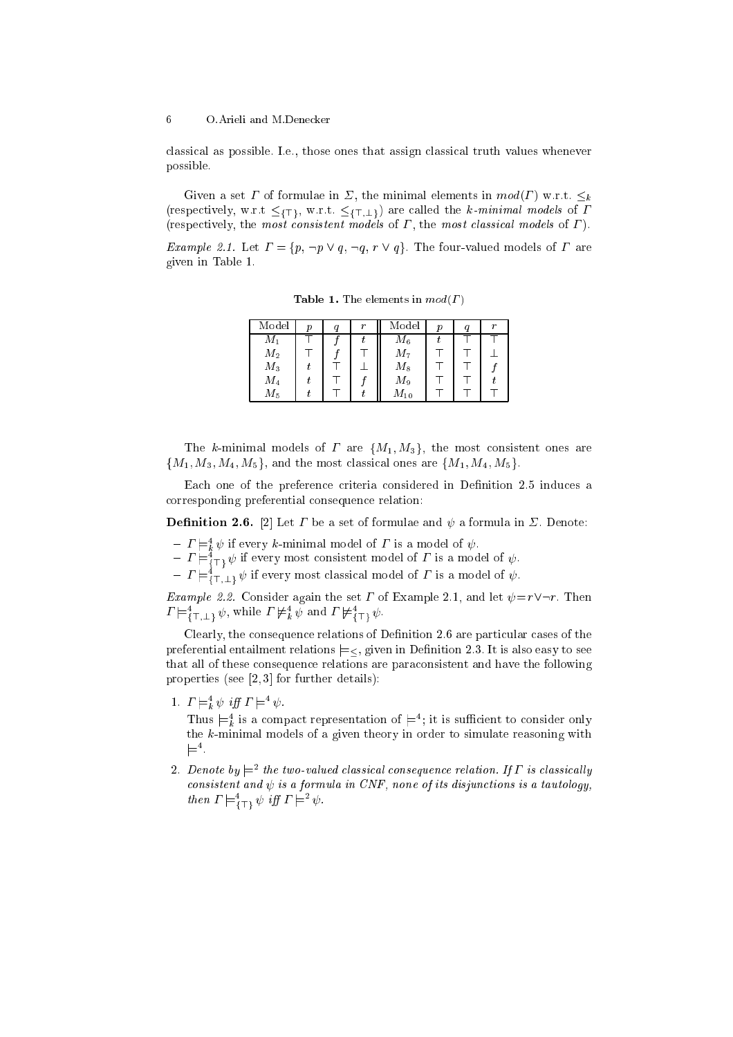classical as possible. I.e., those ones that assign classical truth values whenever possible.

Given a set $\Gamma$ of formulae in $\Sigma$, the minimal elements in $mod(\Gamma)$ w.r.t. $\leq_k$ (respectively, w.r.t $\leq_{\{\top\}}$, w.r.t. $\leq_{\{\top,\bot\}}$) are called the *k-minimal models* of $\Gamma$ (respectively, the *most consistent models* of $\Gamma$, the *most classical models* of $\Gamma$).

*Example 2.1.* Let $\Gamma = \{p, \neg p \vee q, \neg q, r \vee q\}$. The four-valued models of $\Gamma$ are given in Table 1.

**Table 1.** The elements in $mod(\Gamma)$

| Model | $p$ | $q$ | $r$ | Model | $p$ | $q$ | $r$ |
|---|---|---|---|---|---|---|---|
| $M_1$ | $\top$ | $f$ | $t$ | $M_6$ | $t$ | $\top$ | $\top$ |
| $M_2$ | $\top$ | $f$ | $\top$ | $M_7$ | $\top$ | $\top$ | $\bot$ |
| $M_3$ | $t$ | $\top$ | $\bot$ | $M_8$ | $\top$ | $\top$ | $f$ |
| $M_4$ | $t$ | $\top$ | $f$ | $M_9$ | $\top$ | $\top$ | $t$ |
| $M_5$ | $t$ | $\top$ | $t$ | $M_{10}$ | $\top$ | $\top$ | $\top$ |

The $k$-minimal models of $\Gamma$ are $\{M_1, M_3\}$, the most consistent ones are $\{M_1, M_3, M_4, M_5\}$, and the most classical ones are $\{M_1, M_4, M_5\}$.

Each one of the preference criteria considered in Definition 2.5 induces a corresponding preferential consequence relation:

**Definition 2.6.** [2] Let $\Gamma$ be a set of formulae and $\psi$ a formula in $\Sigma$. Denote:

- $\Gamma \models^4_k \psi$ if every $k$-minimal model of $\Gamma$ is a model of $\psi$.
- $\Gamma \models^4_{\{\top\}} \psi$ if every most consistent model of $\Gamma$ is a model of $\psi$.
- $\Gamma \models^4_{\{\top,\bot\}} \psi$ if every most classical model of $\Gamma$ is a model of $\psi$.

*Example 2.2.* Consider again the set $\Gamma$ of Example 2.1, and let $\psi = r \vee \neg r$. Then $\Gamma \models^4_{\{\top,\bot\}} \psi$, while $\Gamma \not\models^4_k \psi$ and $\Gamma \not\models^4_{\{\top\}} \psi$.

Clearly, the consequence relations of Definition 2.6 are particular cases of the preferential entailment relations $\models_{\leq}$, given in Definition 2.3. It is also easy to see that all of these consequence relations are paraconsistent and have the following properties (see [2,3] for further details):

1. $\Gamma \models^4_k \psi$ *iff* $\Gamma \models^4 \psi$.
   Thus $\models^4_k$ is a compact representation of $\models^4$; it is sufficient to consider only the $k$-minimal models of a given theory in order to simulate reasoning with $\models^4$.
2. *Denote by* $\models^2$ *the two-valued classical consequence relation. If* $\Gamma$ *is classically consistent and* $\psi$ *is a formula in CNF, none of its disjunctions is a tautology, then* $\Gamma \models^4_{\{\top\}} \psi$ *iff* $\Gamma \models^2 \psi$.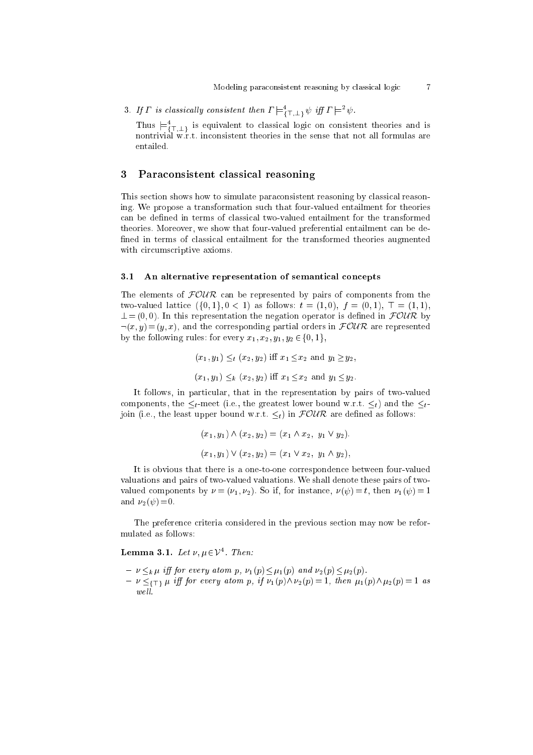3. *If $\Gamma$ is classically consistent then $\Gamma \models^4_{\{\top,\bot\}} \psi$ iff $\Gamma \models^2 \psi$.*

   Thus $\models^4_{\{\top,\bot\}}$ is equivalent to classical logic on consistent theories and is nontrivial w.r.t. inconsistent theories in the sense that not all formulas are entailed.

## 3 Paraconsistent classical reasoning

This section shows how to simulate paraconsistent reasoning by classical reasoning. We propose a transformation such that four-valued entailment for theories can be defined in terms of classical two-valued entailment for the transformed theories. Moreover, we show that four-valued preferential entailment can be defined in terms of classical entailment for the transformed theories augmented with circumscriptive axioms.

### 3.1 An alternative representation of semantical concepts

The elements of $\mathcal{FOUR}$ can be represented by pairs of components from the two-valued lattice $(\{0,1\}, 0 < 1)$ as follows: $t = (1,0)$, $f = (0,1)$, $\top = (1,1)$, $\bot = (0,0)$. In this representation the negation operator is defined in $\mathcal{FOUR}$ by $\neg(x,y) = (y,x)$, and the corresponding partial orders in $\mathcal{FOUR}$ are represented by the following rules: for every $x_1, x_2, y_1, y_2 \in \{0,1\}$,

$$(x_1, y_1) \leq_t (x_2, y_2) \text{ iff } x_1 \leq x_2 \text{ and } y_1 \geq y_2,$$

$$(x_1, y_1) \leq_k (x_2, y_2) \text{ iff } x_1 \leq x_2 \text{ and } y_1 \leq y_2.$$

It follows, in particular, that in the representation by pairs of two-valued components, the $\leq_t$-meet (i.e., the greatest lower bound w.r.t. $\leq_t$) and the $\leq_t$-join (i.e., the least upper bound w.r.t. $\leq_t$) in $\mathcal{FOUR}$ are defined as follows:

$$(x_1, y_1) \wedge (x_2, y_2) = (x_1 \wedge x_2,\ y_1 \vee y_2).$$

$$(x_1, y_1) \vee (x_2, y_2) = (x_1 \vee x_2,\ y_1 \wedge y_2),$$

It is obvious that there is a one-to-one correspondence between four-valued valuations and pairs of two-valued valuations. We shall denote these pairs of two-valued components by $\nu = (\nu_1, \nu_2)$. So if, for instance, $\nu(\psi) = t$, then $\nu_1(\psi) = 1$ and $\nu_2(\psi) = 0$.

The preference criteria considered in the previous section may now be reformulated as follows:

**Lemma 3.1.** *Let $\nu, \mu \in \mathcal{V}^4$. Then:*

- *$\nu \leq_k \mu$ iff for every atom $p$, $\nu_1(p) \leq \mu_1(p)$ and $\nu_2(p) \leq \mu_2(p)$.*
- *$\nu \leq_{\{\top\}} \mu$ iff for every atom $p$, if $\nu_1(p) \wedge \nu_2(p) = 1$, then $\mu_1(p) \wedge \mu_2(p) = 1$ as well.*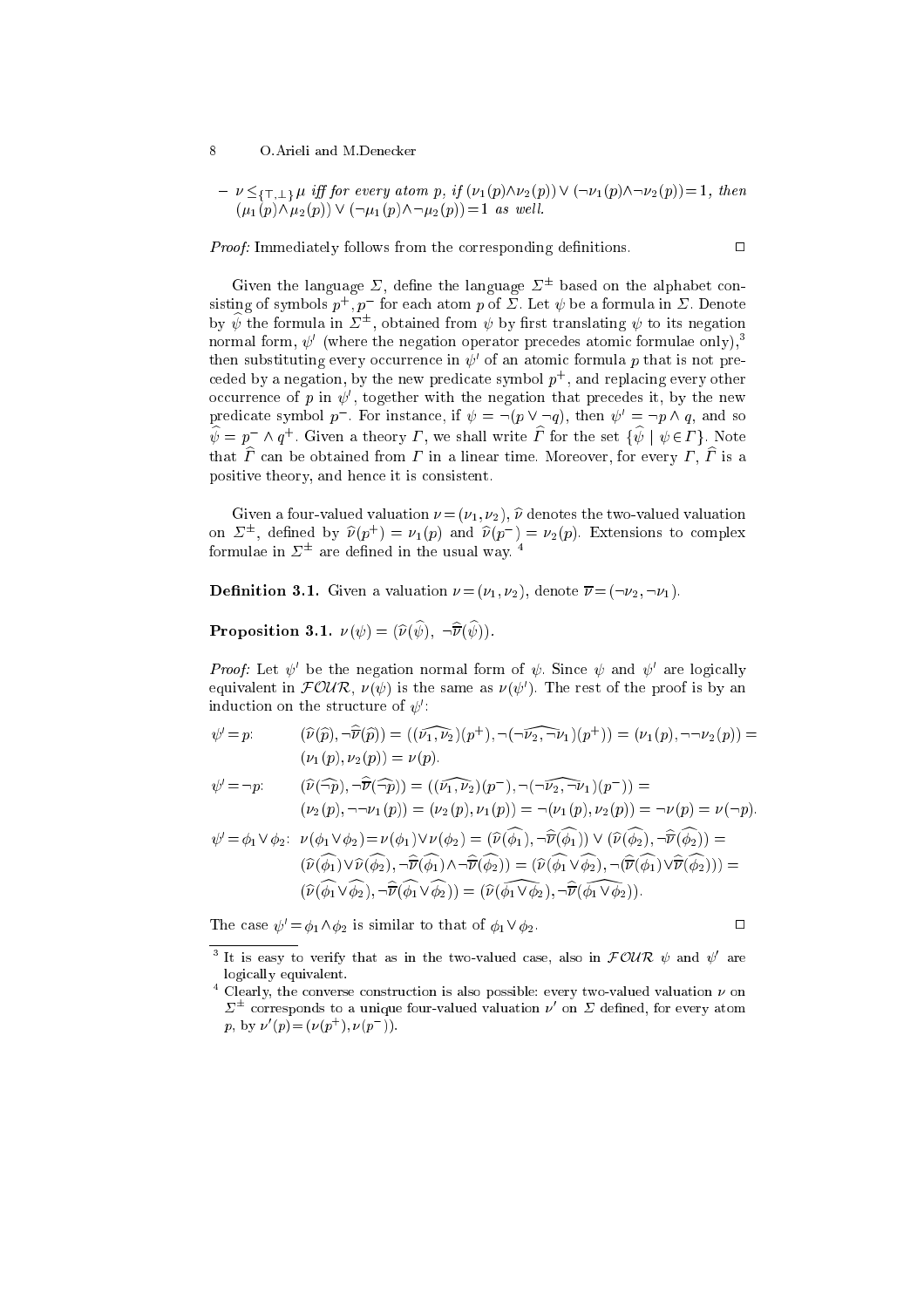– $\nu \leq_{\{\top,\bot\}} \mu$ *iff for every atom* $p$*, if* $(\nu_1(p) \wedge \nu_2(p)) \vee (\neg\nu_1(p) \wedge \neg\nu_2(p)) = 1$*, then* $(\mu_1(p) \wedge \mu_2(p)) \vee (\neg\mu_1(p) \wedge \neg\mu_2(p)) = 1$ *as well.*

*Proof:* Immediately follows from the corresponding definitions. $\square$

Given the language $\Sigma$, define the language $\Sigma^{\pm}$ based on the alphabet consisting of symbols $p^+, p^-$ for each atom $p$ of $\Sigma$. Let $\psi$ be a formula in $\Sigma$. Denote by $\widehat{\psi}$ the formula in $\Sigma^{\pm}$, obtained from $\psi$ by first translating $\psi$ to its negation normal form, $\psi'$ (where the negation operator precedes atomic formulae only),[3] then substituting every occurrence in $\psi'$ of an atomic formula $p$ that is not preceded by a negation, by the new predicate symbol $p^+$, and replacing every other occurrence of $p$ in $\psi'$, together with the negation that precedes it, by the new predicate symbol $p^-$. For instance, if $\psi = \neg(p \vee \neg q)$, then $\psi' = \neg p \wedge q$, and so $\widehat{\psi} = p^- \wedge q^+$. Given a theory $\Gamma$, we shall write $\widehat{\Gamma}$ for the set $\{\widehat{\psi} \mid \psi \in \Gamma\}$. Note that $\widehat{\Gamma}$ can be obtained from $\Gamma$ in a linear time. Moreover, for every $\Gamma$, $\widehat{\Gamma}$ is a positive theory, and hence it is consistent.

Given a four-valued valuation $\nu = (\nu_1, \nu_2)$, $\widehat{\nu}$ denotes the two-valued valuation on $\Sigma^{\pm}$, defined by $\widehat{\nu}(p^+) = \nu_1(p)$ and $\widehat{\nu}(p^-) = \nu_2(p)$. Extensions to complex formulae in $\Sigma^{\pm}$ are defined in the usual way.[4]

**Definition 3.1.** Given a valuation $\nu = (\nu_1, \nu_2)$, denote $\overline{\nu} = (\neg\nu_2, \neg\nu_1)$.

**Proposition 3.1.** $\nu(\psi) = (\widehat{\nu}(\widehat{\psi}),\ \neg\widehat{\overline{\nu}}(\widehat{\psi}))$.

*Proof:* Let $\psi'$ be the negation normal form of $\psi$. Since $\psi$ and $\psi'$ are logically equivalent in $\mathcal{FOUR}$, $\nu(\psi)$ is the same as $\nu(\psi')$. The rest of the proof is by an induction on the structure of $\psi'$:

$\psi' = p$: $\quad (\widehat{\nu}(\widehat{p}), \neg\widehat{\overline{\nu}}(\widehat{p})) = ((\widehat{\nu_1, \nu_2})(p^+), \neg(\widehat{\neg\nu_2, \neg\nu_1})(p^+)) = (\nu_1(p), \neg\neg\nu_2(p)) = (\nu_1(p), \nu_2(p)) = \nu(p)$.

$\psi' = \neg p$: $\quad (\widehat{\nu}(\widehat{\neg p}), \neg\widehat{\overline{\nu}}(\widehat{\neg p})) = ((\widehat{\nu_1, \nu_2})(p^-), \neg(\widehat{\neg\nu_2, \neg\nu_1})(p^-)) = (\nu_2(p), \neg\neg\nu_1(p)) = (\nu_2(p), \nu_1(p)) = \neg(\nu_1(p), \nu_2(p)) = \neg\nu(p) = \nu(\neg p)$.

$\psi' = \phi_1 \vee \phi_2$: $\quad \nu(\phi_1 \vee \phi_2) = \nu(\phi_1) \vee \nu(\phi_2) = (\widehat{\nu}(\widehat{\phi_1}), \neg\widehat{\overline{\nu}}(\widehat{\phi_1})) \vee (\widehat{\nu}(\widehat{\phi_2}), \neg\widehat{\overline{\nu}}(\widehat{\phi_2})) = (\widehat{\nu}(\widehat{\phi_1}) \vee \widehat{\nu}(\widehat{\phi_2}), \neg\widehat{\overline{\nu}}(\widehat{\phi_1}) \wedge \neg\widehat{\overline{\nu}}(\widehat{\phi_2})) = (\widehat{\nu}(\widehat{\phi_1} \vee \widehat{\phi_2}), \neg(\widehat{\overline{\nu}}(\widehat{\phi_1}) \vee \widehat{\overline{\nu}}(\widehat{\phi_2}))) = (\widehat{\nu}(\widehat{\phi_1} \vee \widehat{\phi_2}), \neg\widehat{\overline{\nu}}(\widehat{\phi_1} \vee \widehat{\phi_2})) = (\widehat{\nu}(\widehat{\phi_1 \vee \phi_2}), \neg\widehat{\overline{\nu}}(\widehat{\phi_1 \vee \phi_2}))$.

The case $\psi' = \phi_1 \wedge \phi_2$ is similar to that of $\phi_1 \vee \phi_2$. $\square$

---

[3] It is easy to verify that as in the two-valued case, also in $\mathcal{FOUR}$ $\psi$ and $\psi'$ are logically equivalent.

[4] Clearly, the converse construction is also possible: every two-valued valuation $\nu$ on $\Sigma^{\pm}$ corresponds to a unique four-valued valuation $\nu'$ on $\Sigma$ defined, for every atom $p$, by $\nu'(p) = (\nu(p^+), \nu(p^-))$.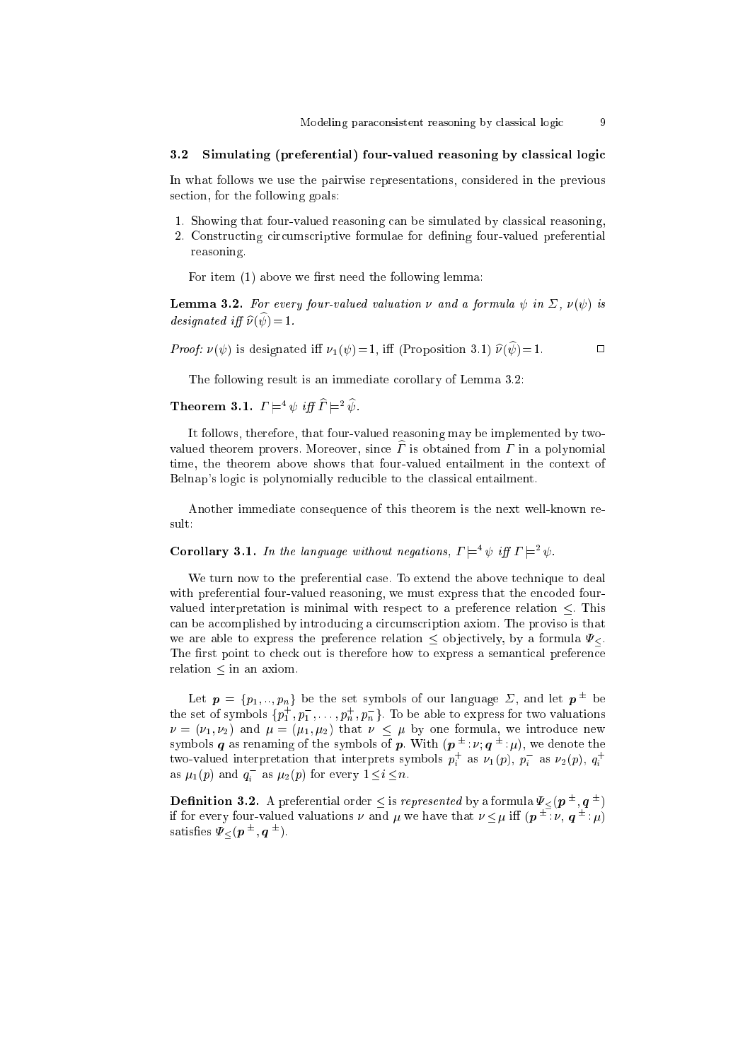### 3.2 Simulating (preferential) four-valued reasoning by classical logic

In what follows we use the pairwise representations, considered in the previous section, for the following goals:

1. Showing that four-valued reasoning can be simulated by classical reasoning,
2. Constructing circumscriptive formulae for defining four-valued preferential reasoning.

For item (1) above we first need the following lemma:

**Lemma 3.2.** *For every four-valued valuation $\nu$ and a formula $\psi$ in $\Sigma$, $\nu(\psi)$ is designated iff $\widehat{\nu}(\widehat{\psi})=1$.*

*Proof:* $\nu(\psi)$ is designated iff $\nu_1(\psi)=1$, iff (Proposition 3.1) $\widehat{\nu}(\widehat{\psi})=1$. □

The following result is an immediate corollary of Lemma 3.2:

**Theorem 3.1.** $\Gamma \models^4 \psi$ *iff* $\widehat{\Gamma} \models^2 \widehat{\psi}$.

It follows, therefore, that four-valued reasoning may be implemented by two-valued theorem provers. Moreover, since $\widehat{\Gamma}$ is obtained from $\Gamma$ in a polynomial time, the theorem above shows that four-valued entailment in the context of Belnap's logic is polynomially reducible to the classical entailment.

Another immediate consequence of this theorem is the next well-known result:

**Corollary 3.1.** *In the language without negations,* $\Gamma \models^4 \psi$ *iff* $\Gamma \models^2 \psi$.

We turn now to the preferential case. To extend the above technique to deal with preferential four-valued reasoning, we must express that the encoded four-valued interpretation is minimal with respect to a preference relation $\leq$. This can be accomplished by introducing a circumscription axiom. The proviso is that we are able to express the preference relation $\leq$ objectively, by a formula $\Psi_{\leq}$. The first point to check out is therefore how to express a semantical preference relation $\leq$ in an axiom.

Let $\boldsymbol{p} = \{p_1, .., p_n\}$ be the set symbols of our language $\Sigma$, and let $\boldsymbol{p}^{\pm}$ be the set of symbols $\{p_1^+, p_1^-, \ldots, p_n^+, p_n^-\}$. To be able to express for two valuations $\nu = (\nu_1, \nu_2)$ and $\mu = (\mu_1, \mu_2)$ that $\nu \leq \mu$ by one formula, we introduce new symbols $\boldsymbol{q}$ as renaming of the symbols of $\boldsymbol{p}$. With $(\boldsymbol{p}^{\pm} : \nu; \boldsymbol{q}^{\pm} : \mu)$, we denote the two-valued interpretation that interprets symbols $p_i^+$ as $\nu_1(p)$, $p_i^-$ as $\nu_2(p)$, $q_i^+$ as $\mu_1(p)$ and $q_i^-$ as $\mu_2(p)$ for every $1 \leq i \leq n$.

**Definition 3.2.** A preferential order $\leq$ is *represented* by a formula $\Psi_{\leq}(\boldsymbol{p}^{\pm}, \boldsymbol{q}^{\pm})$ if for every four-valued valuations $\nu$ and $\mu$ we have that $\nu \leq \mu$ iff $(\boldsymbol{p}^{\pm} : \nu, \boldsymbol{q}^{\pm} : \mu)$ satisfies $\Psi_{\leq}(\boldsymbol{p}^{\pm}, \boldsymbol{q}^{\pm})$.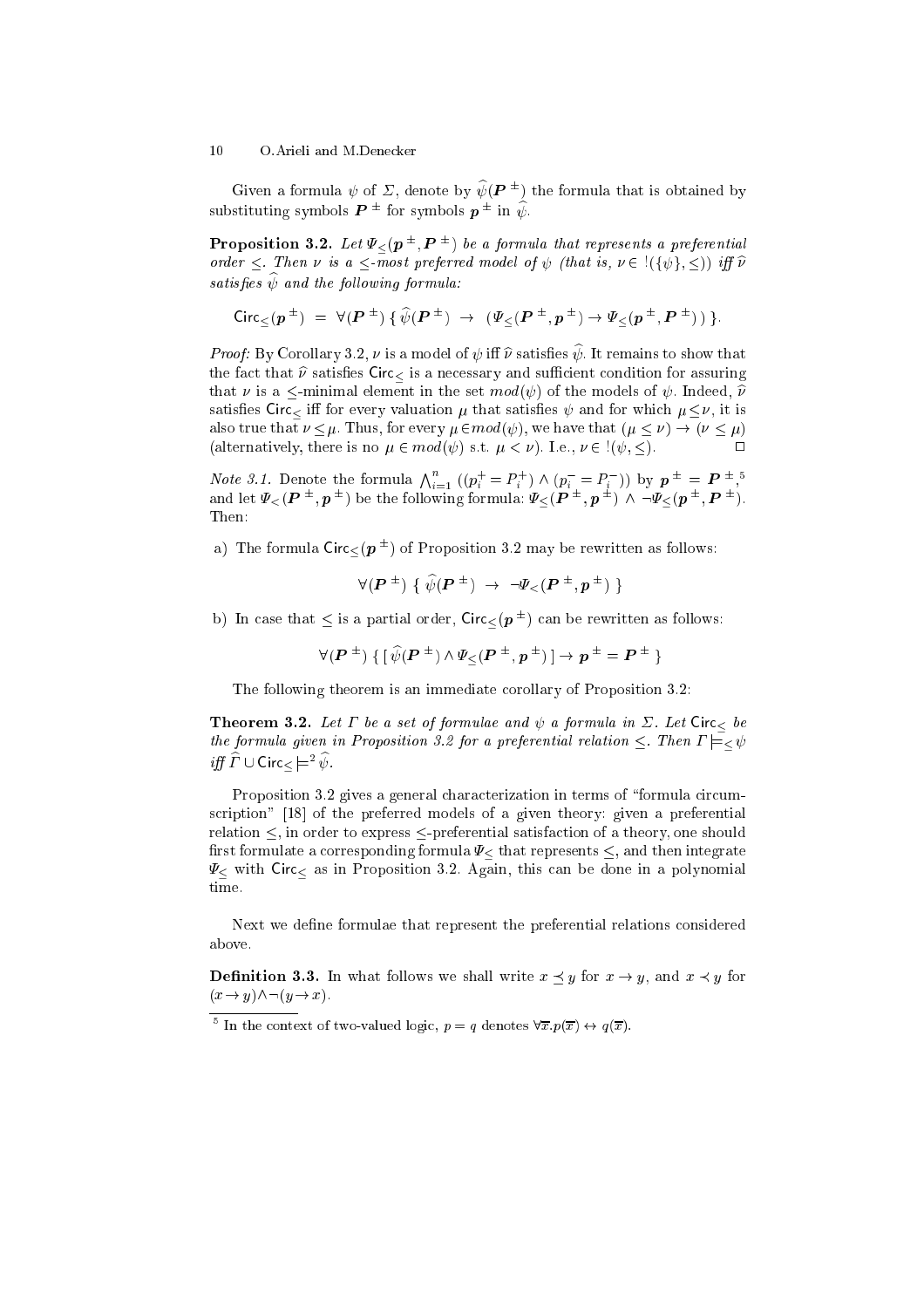Given a formula $\psi$ of $\Sigma$, denote by $\widehat{\psi}(\boldsymbol{P}^{\pm})$ the formula that is obtained by substituting symbols $\boldsymbol{P}^{\pm}$ for symbols $\boldsymbol{p}^{\pm}$ in $\widehat{\psi}$.

**Proposition 3.2.** *Let $\Psi_{\leq}(\boldsymbol{p}^{\pm}, \boldsymbol{P}^{\pm})$ be a formula that represents a preferential order $\leq$. Then $\nu$ is a $\leq$-most preferred model of $\psi$ (that is, $\nu \in\, !(\{\psi\}, \leq)$) iff $\widehat{\nu}$ satisfies $\widehat{\psi}$ and the following formula:*

$$\mathsf{Circ}_{\leq}(\boldsymbol{p}^{\pm}) \;=\; \forall(\boldsymbol{P}^{\pm})\,\{\,\widehat{\psi}(\boldsymbol{P}^{\pm}) \;\rightarrow\; (\Psi_{\leq}(\boldsymbol{P}^{\pm}, \boldsymbol{p}^{\pm}) \rightarrow \Psi_{\leq}(\boldsymbol{p}^{\pm}, \boldsymbol{P}^{\pm})\,)\,\}.$$

*Proof:* By Corollary 3.2, $\nu$ is a model of $\psi$ iff $\widehat{\nu}$ satisfies $\widehat{\psi}$. It remains to show that the fact that $\widehat{\nu}$ satisfies $\mathsf{Circ}_{\leq}$ is a necessary and sufficient condition for assuring that $\nu$ is a $\leq$-minimal element in the set $mod(\psi)$ of the models of $\psi$. Indeed, $\widehat{\nu}$ satisfies $\mathsf{Circ}_{\leq}$ iff for every valuation $\mu$ that satisfies $\psi$ and for which $\mu \leq \nu$, it is also true that $\nu \leq \mu$. Thus, for every $\mu \in mod(\psi)$, we have that $(\mu \leq \nu) \rightarrow (\nu \leq \mu)$ (alternatively, there is no $\mu \in mod(\psi)$ s.t. $\mu < \nu$). I.e., $\nu \in\, !(\psi, \leq)$. $\square$

*Note 3.1.* Denote the formula $\bigwedge_{i=1}^{n} ((p_i^+ = P_i^+) \wedge (p_i^- = P_i^-))$ by $\boldsymbol{p}^{\pm} = \boldsymbol{P}^{\pm}$,[5] and let $\Psi_{<}(\boldsymbol{P}^{\pm}, \boldsymbol{p}^{\pm})$ be the following formula: $\Psi_{\leq}(\boldsymbol{P}^{\pm}, \boldsymbol{p}^{\pm}) \wedge \neg\Psi_{\leq}(\boldsymbol{p}^{\pm}, \boldsymbol{P}^{\pm})$. Then:

a) The formula $\mathsf{Circ}_{\leq}(\boldsymbol{p}^{\pm})$ of Proposition 3.2 may be rewritten as follows:

$$\forall(\boldsymbol{P}^{\pm})\;\{\;\widehat{\psi}(\boldsymbol{P}^{\pm}) \;\rightarrow\; \neg\Psi_{<}(\boldsymbol{P}^{\pm}, \boldsymbol{p}^{\pm})\;\}$$

b) In case that $\leq$ is a partial order, $\mathsf{Circ}_{\leq}(\boldsymbol{p}^{\pm})$ can be rewritten as follows:

$$\forall(\boldsymbol{P}^{\pm})\;\{\;[\,\widehat{\psi}(\boldsymbol{P}^{\pm}) \wedge \Psi_{\leq}(\boldsymbol{P}^{\pm}, \boldsymbol{p}^{\pm})\,] \rightarrow \boldsymbol{p}^{\pm} = \boldsymbol{P}^{\pm}\;\}$$

The following theorem is an immediate corollary of Proposition 3.2:

**Theorem 3.2.** *Let $\Gamma$ be a set of formulae and $\psi$ a formula in $\Sigma$. Let $\mathsf{Circ}_{\leq}$ be the formula given in Proposition 3.2 for a preferential relation $\leq$. Then $\Gamma \models_{\leq} \psi$ iff $\widehat{\Gamma} \cup \mathsf{Circ}_{\leq} \models^2 \widehat{\psi}$.*

Proposition 3.2 gives a general characterization in terms of "formula circumscription" [18] of the preferred models of a given theory: given a preferential relation $\leq$, in order to express $\leq$-preferential satisfaction of a theory, one should first formulate a corresponding formula $\Psi_{\leq}$ that represents $\leq$, and then integrate $\Psi_{\leq}$ with $\mathsf{Circ}_{\leq}$ as in Proposition 3.2. Again, this can be done in a polynomial time.

Next we define formulae that represent the preferential relations considered above.

**Definition 3.3.** In what follows we shall write $x \preceq y$ for $x \rightarrow y$, and $x \prec y$ for $(x \rightarrow y) \wedge \neg(y \rightarrow x)$.

---

[5] In the context of two-valued logic, $p = q$ denotes $\forall \overline{x}.p(\overline{x}) \leftrightarrow q(\overline{x})$.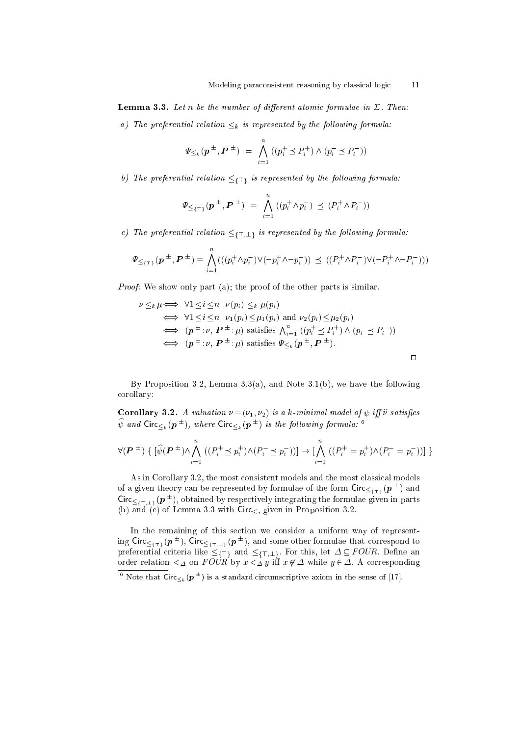**Lemma 3.3.** *Let $n$ be the number of different atomic formulae in $\Sigma$. Then:*

*a) The preferential relation $\leq_k$ is represented by the following formula:*

$$\Psi_{\leq_k}(\boldsymbol{p}^{\pm}, \boldsymbol{P}^{\pm}) \;=\; \bigwedge_{i=1}^{n} ((p_i^+ \preceq P_i^+) \wedge (p_i^- \preceq P_i^-))$$

*b) The preferential relation $\leq_{\{\top\}}$ is represented by the following formula:*

$$\Psi_{\leq_{\{\top\}}}(\boldsymbol{p}^{\pm}, \boldsymbol{P}^{\pm}) \;=\; \bigwedge_{i=1}^{n} ((p_i^+ \wedge p_i^-) \;\preceq\; (P_i^+ \wedge P_i^-))$$

*c) The preferential relation $\leq_{\{\top,\bot\}}$ is represented by the following formula:*

$$\Psi_{\leq_{\{\top\}}}(\boldsymbol{p}^{\pm}, \boldsymbol{P}^{\pm}) = \bigwedge_{i=1}^{n} (((p_i^+ \wedge p_i^-) \vee (\neg p_i^+ \wedge \neg p_i^-)) \;\preceq\; ((P_i^+ \wedge P_i^-) \vee (\neg P_i^+ \wedge \neg P_i^-)))$$

*Proof:* We show only part (a); the proof of the other parts is similar.

$$\begin{aligned}
\nu \leq_k \mu &\iff \forall 1 \leq i \leq n \;\; \nu(p_i) \leq_k \mu(p_i) \\
&\iff \forall 1 \leq i \leq n \;\; \nu_1(p_i) \leq \mu_1(p_i) \text{ and } \nu_2(p_i) \leq \mu_2(p_i) \\
&\iff (\boldsymbol{p}^{\pm} : \nu,\, \boldsymbol{P}^{\pm} : \mu) \text{ satisfies } \textstyle\bigwedge_{i=1}^{n} ((p_i^+ \preceq P_i^+) \wedge (p_i^- \preceq P_i^-)) \\
&\iff (\boldsymbol{p}^{\pm} : \nu,\, \boldsymbol{P}^{\pm} : \mu) \text{ satisfies } \Psi_{\leq_k}(\boldsymbol{p}^{\pm}, \boldsymbol{P}^{\pm}).
\end{aligned}$$

□

By Proposition 3.2, Lemma 3.3(a), and Note 3.1(b), we have the following corollary:

**Corollary 3.2.** *A valuation $\nu = (\nu_1, \nu_2)$ is a $k$-minimal model of $\psi$ iff $\widehat{\nu}$ satisfies $\widehat{\psi}$ and $\mathsf{Circ}_{\leq_k}(\boldsymbol{p}^{\pm})$, where $\mathsf{Circ}_{\leq_k}(\boldsymbol{p}^{\pm})$ is the following formula:* [6]

$$\forall(\boldsymbol{P}^{\pm}) \; \{ \, [\widehat{\psi}(\boldsymbol{P}^{\pm}) \wedge \bigwedge_{i=1}^{n} ((P_i^+ \preceq p_i^+) \wedge (P_i^- \preceq p_i^-))] \rightarrow [\bigwedge_{i=1}^{n} ((P_i^+ = p_i^+) \wedge (P_i^- = p_i^-))] \, \}$$

As in Corollary 3.2, the most consistent models and the most classical models of a given theory can be represented by formulae of the form $\mathsf{Circ}_{\leq_{\{\top\}}}(\boldsymbol{p}^{\pm})$ and $\mathsf{Circ}_{\leq_{\{\top,\bot\}}}(\boldsymbol{p}^{\pm})$, obtained by respectively integrating the formulae given in parts (b) and (c) of Lemma 3.3 with $\mathsf{Circ}_{\leq}$, given in Proposition 3.2.

In the remaining of this section we consider a uniform way of representing $\mathsf{Circ}_{\leq_{\{\top\}}}(\boldsymbol{p}^{\pm})$, $\mathsf{Circ}_{\leq_{\{\top,\bot\}}}(\boldsymbol{p}^{\pm})$, and some other formulae that correspond to preferential criteria like $\leq_{\{\top\}}$ and $\leq_{\{\top,\bot\}}$. For this, let $\Delta \subseteq FOUR$. Define an order relation $<_\Delta$ on $FOUR$ by $x <_\Delta y$ iff $x \notin \Delta$ while $y \in \Delta$. A corresponding

[6] Note that $\mathsf{Circ}_{\leq_k}(\boldsymbol{p}^{\pm})$ is a standard circumscriptive axiom in the sense of [17].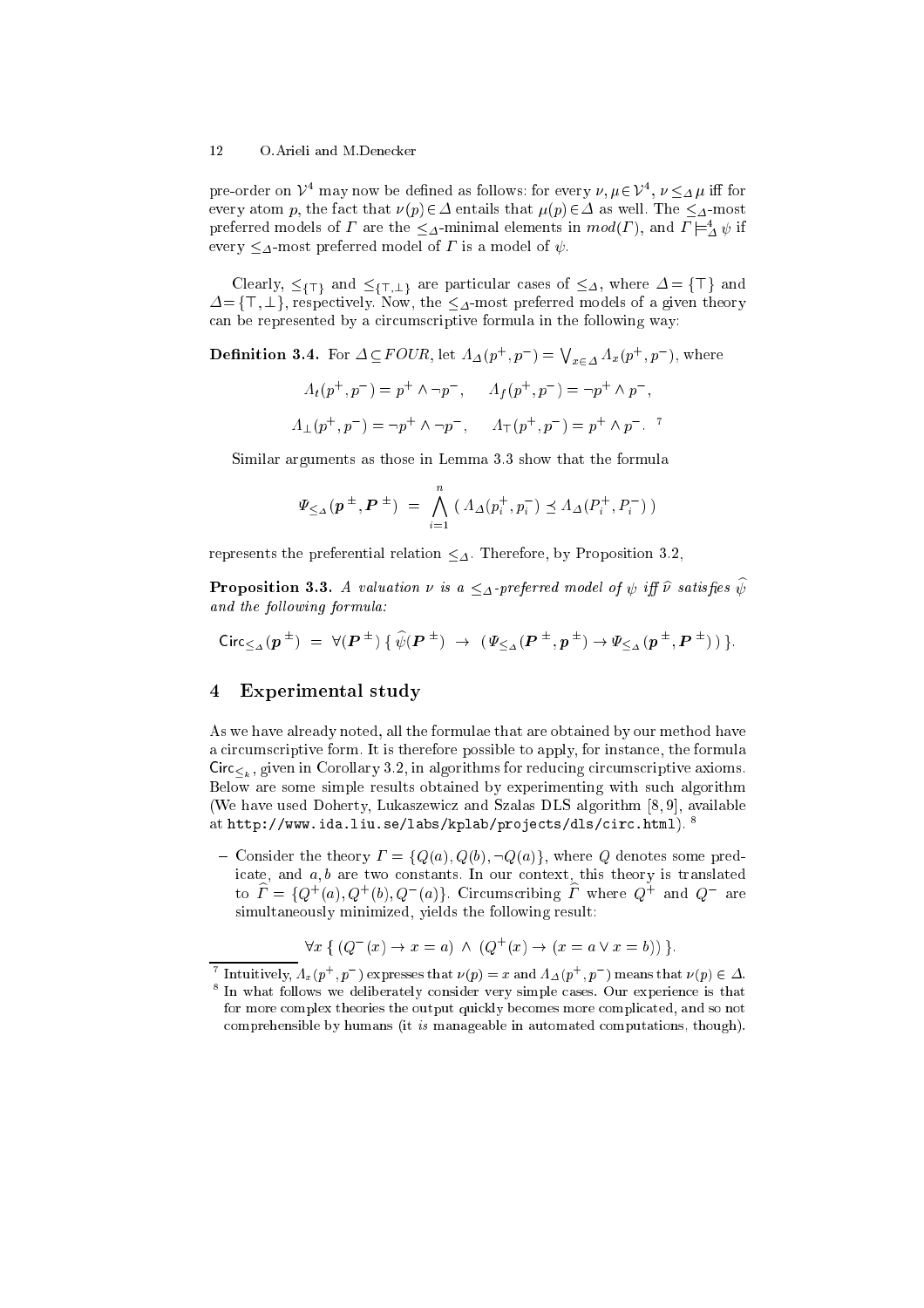pre-order on $\mathcal{V}^4$ may now be defined as follows: for every $\nu, \mu \in \mathcal{V}^4$, $\nu \leq_\Delta \mu$ iff for every atom $p$, the fact that $\nu(p) \in \Delta$ entails that $\mu(p) \in \Delta$ as well. The $\leq_\Delta$-most preferred models of $\Gamma$ are the $\leq_\Delta$-minimal elements in $mod(\Gamma)$, and $\Gamma \models^4_\Delta \psi$ if every $\leq_\Delta$-most preferred model of $\Gamma$ is a model of $\psi$.

Clearly, $\leq_{\{\top\}}$ and $\leq_{\{\top,\bot\}}$ are particular cases of $\leq_\Delta$, where $\Delta = \{\top\}$ and $\Delta = \{\top, \bot\}$, respectively. Now, the $\leq_\Delta$-most preferred models of a given theory can be represented by a circumscriptive formula in the following way:

**Definition 3.4.** For $\Delta \subseteq FOUR$, let $\Lambda_\Delta(p^+, p^-) = \bigvee_{x \in \Delta} \Lambda_x(p^+, p^-)$, where

$$\Lambda_t(p^+, p^-) = p^+ \wedge \neg p^-, \qquad \Lambda_f(p^+, p^-) = \neg p^+ \wedge p^-,$$

$$\Lambda_\bot(p^+, p^-) = \neg p^+ \wedge \neg p^-, \qquad \Lambda_\top(p^+, p^-) = p^+ \wedge p^-. \text{ [7]}$$

Similar arguments as those in Lemma 3.3 show that the formula

$$\Psi_{\leq_\Delta}(\boldsymbol{p}^\pm, \boldsymbol{P}^\pm) \;=\; \bigwedge_{i=1}^{n} \left( \Lambda_\Delta(p_i^+, p_i^-) \preceq \Lambda_\Delta(P_i^+, P_i^-) \right)$$

represents the preferential relation $\leq_\Delta$. Therefore, by Proposition 3.2,

**Proposition 3.3.** *A valuation $\nu$ is a $\leq_\Delta$-preferred model of $\psi$ iff $\widehat{\nu}$ satisfies $\widehat{\psi}$ and the following formula:*

$$\mathsf{Circ}_{\leq_\Delta}(\boldsymbol{p}^\pm) \;=\; \forall(\boldsymbol{P}^\pm)\, \{\, \widehat{\psi}(\boldsymbol{P}^\pm) \;\rightarrow\; (\Psi_{\leq_\Delta}(\boldsymbol{P}^\pm, \boldsymbol{p}^\pm) \rightarrow \Psi_{\leq_\Delta}(\boldsymbol{p}^\pm, \boldsymbol{P}^\pm))\, \}.$$

## 4 Experimental study

As we have already noted, all the formulae that are obtained by our method have a circumscriptive form. It is therefore possible to apply, for instance, the formula $\mathsf{Circ}_{\leq_k}$, given in Corollary 3.2, in algorithms for reducing circumscriptive axioms. Below are some simple results obtained by experimenting with such algorithm (We have used Doherty, Lukaszewicz and Szalas DLS algorithm [8, 9], available at `http://www.ida.liu.se/labs/kplab/projects/dls/circ.html`). [8]

- Consider the theory $\Gamma = \{Q(a), Q(b), \neg Q(a)\}$, where $Q$ denotes some predicate, and $a, b$ are two constants. In our context, this theory is translated to $\widehat{\Gamma} = \{Q^+(a), Q^+(b), Q^-(a)\}$. Circumscribing $\widehat{\Gamma}$ where $Q^+$ and $Q^-$ are simultaneously minimized, yields the following result:

$$\forall x \;\{\, (Q^-(x) \rightarrow x = a) \;\wedge\; (Q^+(x) \rightarrow (x = a \vee x = b))\, \}.$$

---

[7] Intuitively, $\Lambda_x(p^+, p^-)$ expresses that $\nu(p) = x$ and $\Lambda_\Delta(p^+, p^-)$ means that $\nu(p) \in \Delta$.

[8] In what follows we deliberately consider very simple cases. Our experience is that for more complex theories the output quickly becomes more complicated, and so not comprehensible by humans (it *is* manageable in automated computations, though).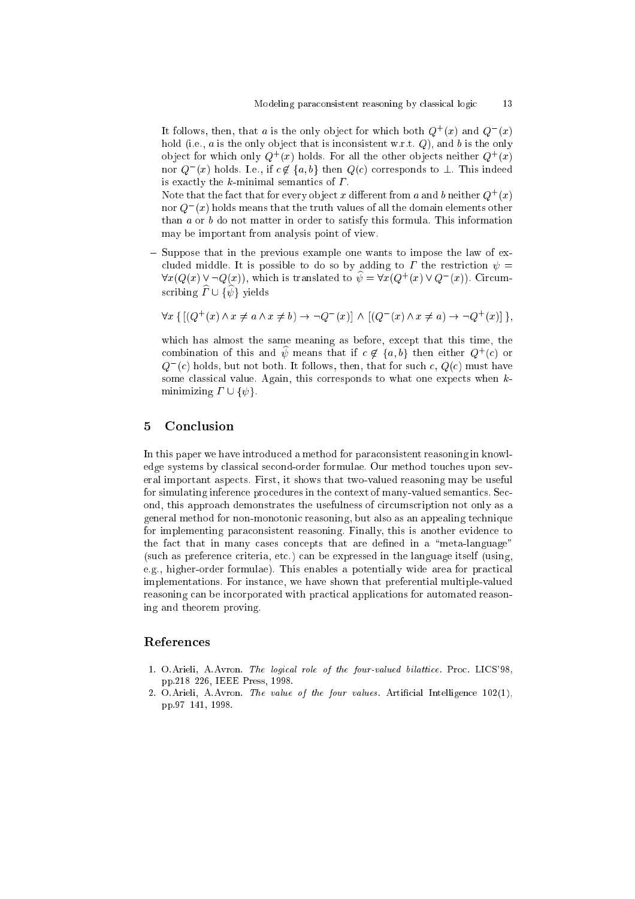It follows, then, that $a$ is the only object for which both $Q^+(x)$ and $Q^-(x)$ hold (i.e., $a$ is the only object that is inconsistent w.r.t. $Q$), and $b$ is the only object for which only $Q^+(x)$ holds. For all the other objects neither $Q^+(x)$ nor $Q^-(x)$ holds. I.e., if $c \notin \{a, b\}$ then $Q(c)$ corresponds to $\bot$. This indeed is exactly the $k$-minimal semantics of $\Gamma$.

Note that the fact that for every object $x$ different from $a$ and $b$ neither $Q^+(x)$ nor $Q^-(x)$ holds means that the truth values of all the domain elements other than $a$ or $b$ do not matter in order to satisfy this formula. This information may be important from analysis point of view.

– Suppose that in the previous example one wants to impose the law of excluded middle. It is possible to do so by adding to $\Gamma$ the restriction $\psi = \forall x(Q(x) \vee \neg Q(x))$, which is translated to $\widehat{\psi} = \forall x(Q^+(x) \vee Q^-(x))$. Circumscribing $\widehat{\Gamma} \cup \{\widehat{\psi}\}$ yields

  $$\forall x \, \{ \, [(Q^+(x) \wedge x \neq a \wedge x \neq b) \rightarrow \neg Q^-(x)] \, \wedge \, [(Q^-(x) \wedge x \neq a) \rightarrow \neg Q^+(x)] \, \},$$

  which has almost the same meaning as before, except that this time, the combination of this and $\widehat{\psi}$ means that if $c \notin \{a, b\}$ then either $Q^+(c)$ or $Q^-(c)$ holds, but not both. It follows, then, that for such $c$, $Q(c)$ must have some classical value. Again, this corresponds to what one expects when $k$-minimizing $\Gamma \cup \{\psi\}$.

## 5 Conclusion

In this paper we have introduced a method for paraconsistent reasoning in knowledge systems by classical second-order formulae. Our method touches upon several important aspects. First, it shows that two-valued reasoning may be useful for simulating inference procedures in the context of many-valued semantics. Second, this approach demonstrates the usefulness of circumscription not only as a general method for non-monotonic reasoning, but also as an appealing technique for implementing paraconsistent reasoning. Finally, this is another evidence to the fact that in many cases concepts that are defined in a "meta-language" (such as preference criteria, etc.) can be expressed in the language itself (using, e.g., higher-order formulae). This enables a potentially wide area for practical implementations. For instance, we have shown that preferential multiple-valued reasoning can be incorporated with practical applications for automated reasoning and theorem proving.

## References

1. O.Arieli, A.Avron. *The logical role of the four-valued bilattice*. Proc. LICS'98, pp.218 226, IEEE Press, 1998.
2. O.Arieli, A.Avron. *The value of the four values*. Artificial Intelligence 102(1), pp.97 141, 1998.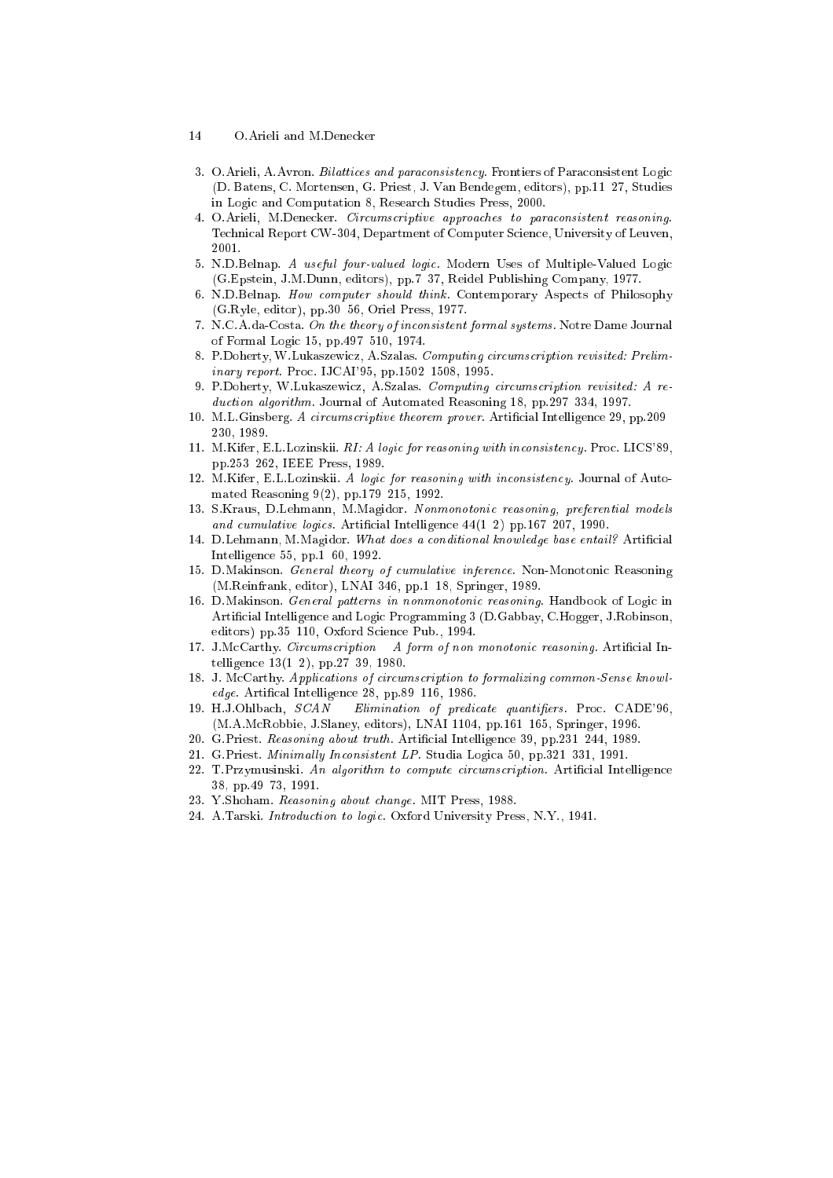3. O.Arieli, A.Avron. *Bilattices and paraconsistency*. Frontiers of Paraconsistent Logic (D. Batens, C. Mortensen, G. Priest, J. Van Bendegem, editors), pp.11 27, Studies in Logic and Computation 8, Research Studies Press, 2000.
4. O.Arieli, M.Denecker. *Circumscriptive approaches to paraconsistent reasoning*. Technical Report CW-304, Department of Computer Science, University of Leuven, 2001.
5. N.D.Belnap. *A useful four-valued logic*. Modern Uses of Multiple-Valued Logic (G.Epstein, J.M.Dunn, editors), pp.7 37, Reidel Publishing Company, 1977.
6. N.D.Belnap. *How computer should think*. Contemporary Aspects of Philosophy (G.Ryle, editor), pp.30 56, Oriel Press, 1977.
7. N.C.A.da-Costa. *On the theory of inconsistent formal systems*. Notre Dame Journal of Formal Logic 15, pp.497 510, 1974.
8. P.Doherty, W.Lukaszewicz, A.Szalas. *Computing circumscription revisited: Preliminary report*. Proc. IJCAI'95, pp.1502 1508, 1995.
9. P.Doherty, W.Lukaszewicz, A.Szalas. *Computing circumscription revisited: A reduction algorithm*. Journal of Automated Reasoning 18, pp.297 334, 1997.
10. M.L.Ginsberg. *A circumscriptive theorem prover*. Artificial Intelligence 29, pp.209 230, 1989.
11. M.Kifer, E.L.Lozinskii. *RI: A logic for reasoning with inconsistency*. Proc. LICS'89, pp.253 262, IEEE Press, 1989.
12. M.Kifer, E.L.Lozinskii. *A logic for reasoning with inconsistency*. Journal of Automated Reasoning 9(2), pp.179 215, 1992.
13. S.Kraus, D.Lehmann, M.Magidor. *Nonmonotonic reasoning, preferential models and cumulative logics*. Artificial Intelligence 44(1 2) pp.167 207, 1990.
14. D.Lehmann, M.Magidor. *What does a conditional knowledge base entail?* Artificial Intelligence 55, pp.1 60, 1992.
15. D.Makinson. *General theory of cumulative inference*. Non-Monotonic Reasoning (M.Reinfrank, editor), LNAI 346, pp.1 18, Springer, 1989.
16. D.Makinson. *General patterns in nonmonotonic reasoning*. Handbook of Logic in Artificial Intelligence and Logic Programming 3 (D.Gabbay, C.Hogger, J.Robinson, editors) pp.35 110, Oxford Science Pub., 1994.
17. J.McCarthy. *Circumscription A form of non monotonic reasoning*. Artificial Intelligence 13(1 2), pp.27 39, 1980.
18. J. McCarthy. *Applications of circumscription to formalizing common-Sense knowledge*. Artifical Intelligence 28, pp.89 116, 1986.
19. H.J.Ohlbach, *SCAN Elimination of predicate quantifiers*. Proc. CADE'96, (M.A.McRobbie, J.Slaney, editors), LNAI 1104, pp.161 165, Springer, 1996.
20. G.Priest. *Reasoning about truth*. Artificial Intelligence 39, pp.231 244, 1989.
21. G.Priest. *Minimally Inconsistent LP*. Studia Logica 50, pp.321 331, 1991.
22. T.Przymusinski. *An algorithm to compute circumscription*. Artificial Intelligence 38, pp.49 73, 1991.
23. Y.Shoham. *Reasoning about change*. MIT Press, 1988.
24. A.Tarski. *Introduction to logic*. Oxford University Press, N.Y., 1941.